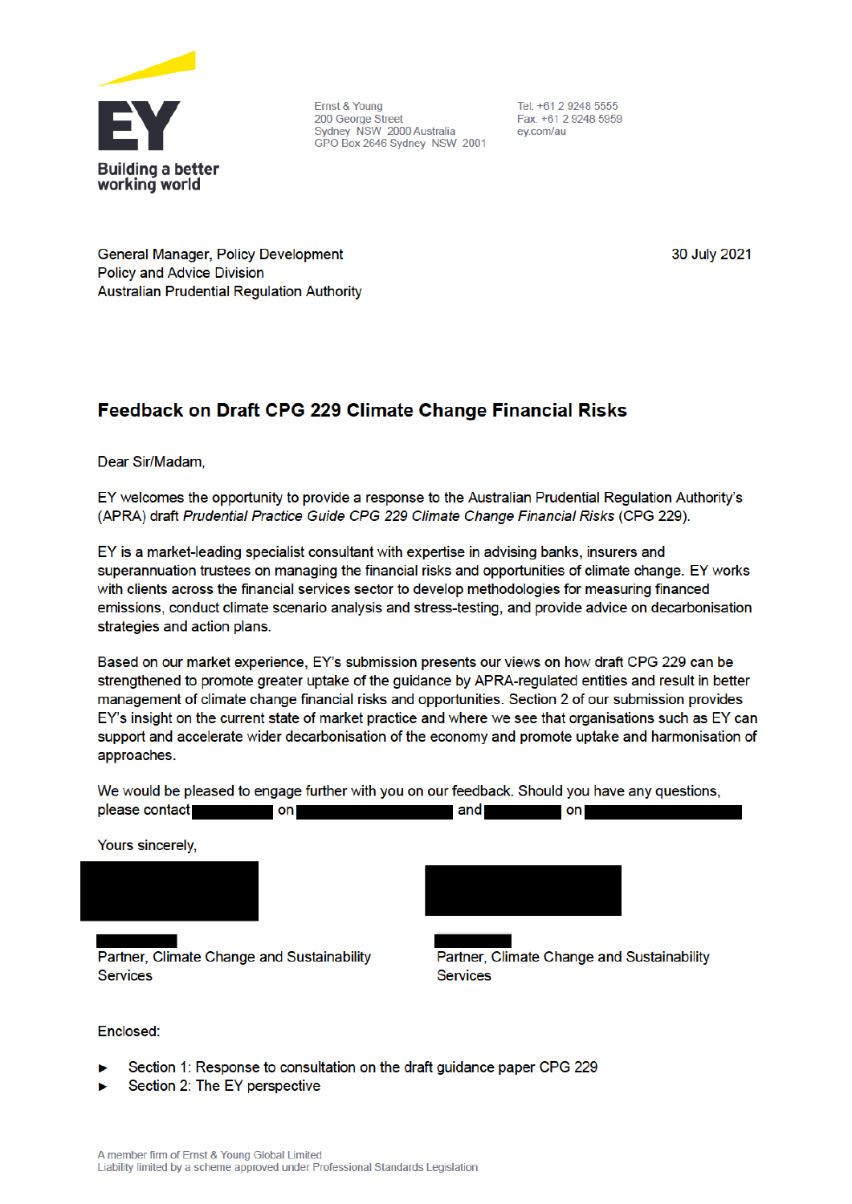EY

Building a better working world

Ernst & Young
200 George Street
Sydney NSW 2000 Australia
GPO Box 2646 Sydney NSW 2001

Tel: +61 2 9248 5555
Fax: +61 2 9248 5959
ey.com/au

General Manager, Policy Development
Policy and Advice Division
Australian Prudential Regulation Authority

30 July 2021

## Feedback on Draft CPG 229 Climate Change Financial Risks

Dear Sir/Madam,

EY welcomes the opportunity to provide a response to the Australian Prudential Regulation Authority's (APRA) draft *Prudential Practice Guide CPG 229 Climate Change Financial Risks* (CPG 229).

EY is a market-leading specialist consultant with expertise in advising banks, insurers and superannuation trustees on managing the financial risks and opportunities of climate change. EY works with clients across the financial services sector to develop methodologies for measuring financed emissions, conduct climate scenario analysis and stress-testing, and provide advice on decarbonisation strategies and action plans.

Based on our market experience, EY's submission presents our views on how draft CPG 229 can be strengthened to promote greater uptake of the guidance by APRA-regulated entities and result in better management of climate change financial risks and opportunities. Section 2 of our submission provides EY's insight on the current state of market practice and where we see that organisations such as EY can support and accelerate wider decarbonisation of the economy and promote uptake and harmonisation of approaches.

We would be pleased to engage further with you on our feedback. Should you have any questions, please contact [redacted] on [redacted] and [redacted] on [redacted]

Yours sincerely,

[redacted]
Partner, Climate Change and Sustainability Services

[redacted]
Partner, Climate Change and Sustainability Services

Enclosed:

- Section 1: Response to consultation on the draft guidance paper CPG 229
- Section 2: The EY perspective

A member firm of Ernst & Young Global Limited
Liability limited by a scheme approved under Professional Standards Legislation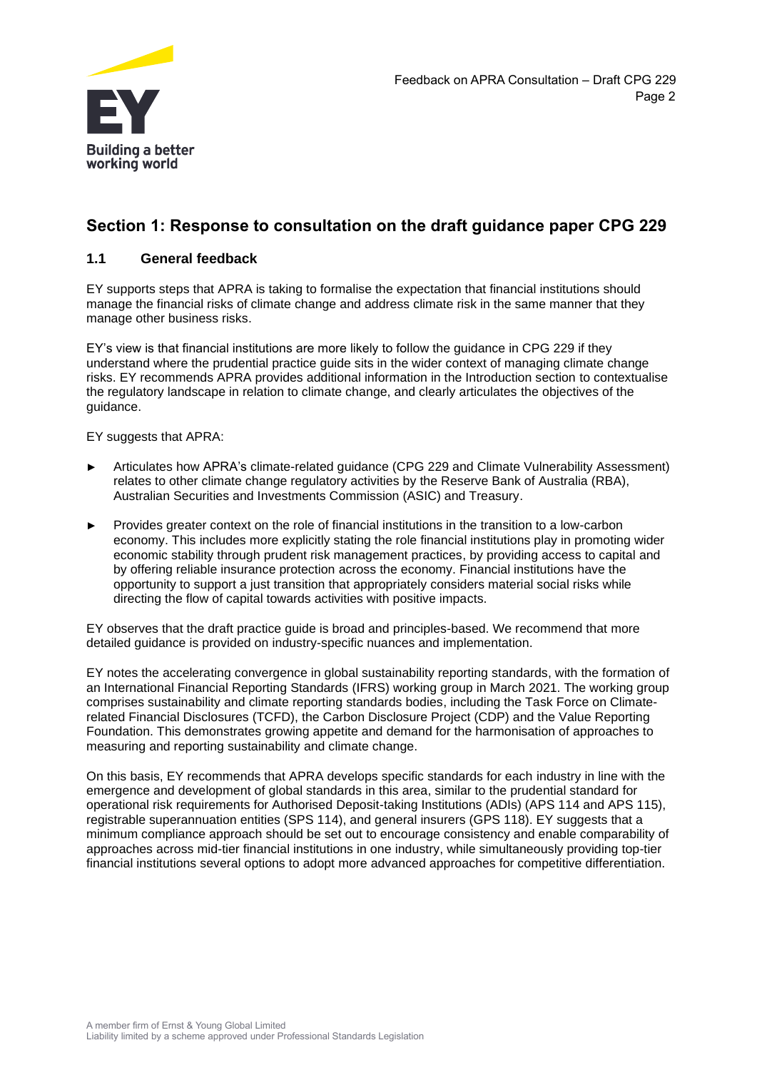## Section 1: Response to consultation on the draft guidance paper CPG 229

### 1.1 General feedback

EY supports steps that APRA is taking to formalise the expectation that financial institutions should manage the financial risks of climate change and address climate risk in the same manner that they manage other business risks.

EY's view is that financial institutions are more likely to follow the guidance in CPG 229 if they understand where the prudential practice guide sits in the wider context of managing climate change risks. EY recommends APRA provides additional information in the Introduction section to contextualise the regulatory landscape in relation to climate change, and clearly articulates the objectives of the guidance.

EY suggests that APRA:

- Articulates how APRA's climate-related guidance (CPG 229 and Climate Vulnerability Assessment) relates to other climate change regulatory activities by the Reserve Bank of Australia (RBA), Australian Securities and Investments Commission (ASIC) and Treasury.
- Provides greater context on the role of financial institutions in the transition to a low-carbon economy. This includes more explicitly stating the role financial institutions play in promoting wider economic stability through prudent risk management practices, by providing access to capital and by offering reliable insurance protection across the economy. Financial institutions have the opportunity to support a just transition that appropriately considers material social risks while directing the flow of capital towards activities with positive impacts.

EY observes that the draft practice guide is broad and principles-based. We recommend that more detailed guidance is provided on industry-specific nuances and implementation.

EY notes the accelerating convergence in global sustainability reporting standards, with the formation of an International Financial Reporting Standards (IFRS) working group in March 2021. The working group comprises sustainability and climate reporting standards bodies, including the Task Force on Climate-related Financial Disclosures (TCFD), the Carbon Disclosure Project (CDP) and the Value Reporting Foundation. This demonstrates growing appetite and demand for the harmonisation of approaches to measuring and reporting sustainability and climate change.

On this basis, EY recommends that APRA develops specific standards for each industry in line with the emergence and development of global standards in this area, similar to the prudential standard for operational risk requirements for Authorised Deposit-taking Institutions (ADIs) (APS 114 and APS 115), registrable superannuation entities (SPS 114), and general insurers (GPS 118). EY suggests that a minimum compliance approach should be set out to encourage consistency and enable comparability of approaches across mid-tier financial institutions in one industry, while simultaneously providing top-tier financial institutions several options to adopt more advanced approaches for competitive differentiation.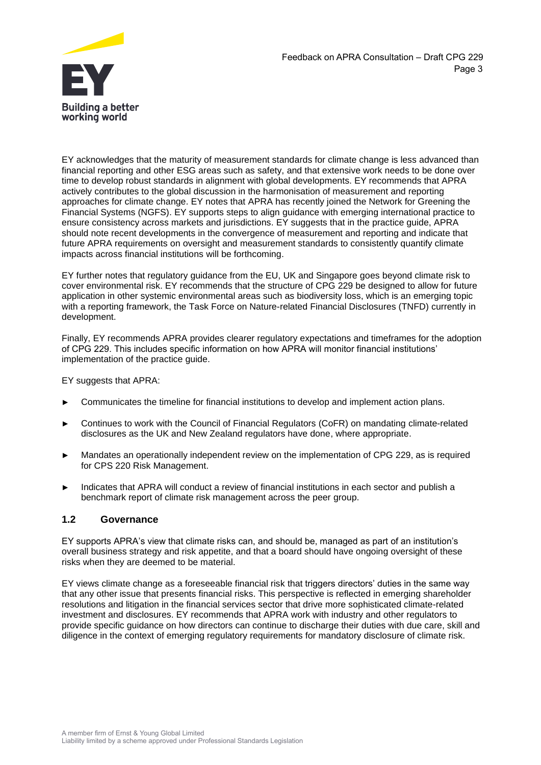EY acknowledges that the maturity of measurement standards for climate change is less advanced than financial reporting and other ESG areas such as safety, and that extensive work needs to be done over time to develop robust standards in alignment with global developments. EY recommends that APRA actively contributes to the global discussion in the harmonisation of measurement and reporting approaches for climate change. EY notes that APRA has recently joined the Network for Greening the Financial Systems (NGFS). EY supports steps to align guidance with emerging international practice to ensure consistency across markets and jurisdictions. EY suggests that in the practice guide, APRA should note recent developments in the convergence of measurement and reporting and indicate that future APRA requirements on oversight and measurement standards to consistently quantify climate impacts across financial institutions will be forthcoming.

EY further notes that regulatory guidance from the EU, UK and Singapore goes beyond climate risk to cover environmental risk. EY recommends that the structure of CPG 229 be designed to allow for future application in other systemic environmental areas such as biodiversity loss, which is an emerging topic with a reporting framework, the Task Force on Nature-related Financial Disclosures (TNFD) currently in development.

Finally, EY recommends APRA provides clearer regulatory expectations and timeframes for the adoption of CPG 229. This includes specific information on how APRA will monitor financial institutions' implementation of the practice guide.

EY suggests that APRA:

- Communicates the timeline for financial institutions to develop and implement action plans.
- Continues to work with the Council of Financial Regulators (CoFR) on mandating climate-related disclosures as the UK and New Zealand regulators have done, where appropriate.
- Mandates an operationally independent review on the implementation of CPG 229, as is required for CPS 220 Risk Management.
- Indicates that APRA will conduct a review of financial institutions in each sector and publish a benchmark report of climate risk management across the peer group.

### 1.2 Governance

EY supports APRA's view that climate risks can, and should be, managed as part of an institution's overall business strategy and risk appetite, and that a board should have ongoing oversight of these risks when they are deemed to be material.

EY views climate change as a foreseeable financial risk that triggers directors' duties in the same way that any other issue that presents financial risks. This perspective is reflected in emerging shareholder resolutions and litigation in the financial services sector that drive more sophisticated climate-related investment and disclosures. EY recommends that APRA work with industry and other regulators to provide specific guidance on how directors can continue to discharge their duties with due care, skill and diligence in the context of emerging regulatory requirements for mandatory disclosure of climate risk.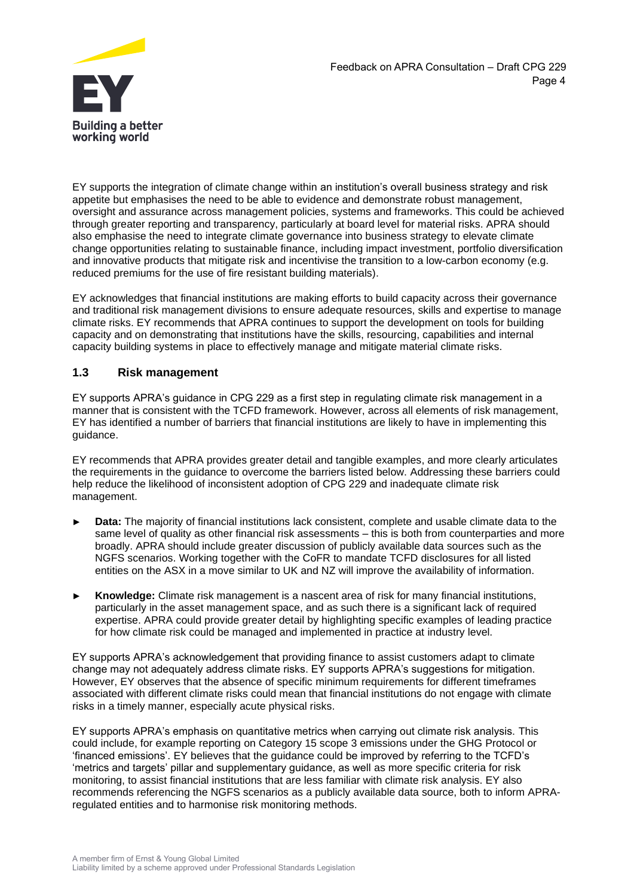EY supports the integration of climate change within an institution's overall business strategy and risk appetite but emphasises the need to be able to evidence and demonstrate robust management, oversight and assurance across management policies, systems and frameworks. This could be achieved through greater reporting and transparency, particularly at board level for material risks. APRA should also emphasise the need to integrate climate governance into business strategy to elevate climate change opportunities relating to sustainable finance, including impact investment, portfolio diversification and innovative products that mitigate risk and incentivise the transition to a low-carbon economy (e.g. reduced premiums for the use of fire resistant building materials).

EY acknowledges that financial institutions are making efforts to build capacity across their governance and traditional risk management divisions to ensure adequate resources, skills and expertise to manage climate risks. EY recommends that APRA continues to support the development on tools for building capacity and on demonstrating that institutions have the skills, resourcing, capabilities and internal capacity building systems in place to effectively manage and mitigate material climate risks.

### 1.3 Risk management

EY supports APRA's guidance in CPG 229 as a first step in regulating climate risk management in a manner that is consistent with the TCFD framework. However, across all elements of risk management, EY has identified a number of barriers that financial institutions are likely to have in implementing this guidance.

EY recommends that APRA provides greater detail and tangible examples, and more clearly articulates the requirements in the guidance to overcome the barriers listed below. Addressing these barriers could help reduce the likelihood of inconsistent adoption of CPG 229 and inadequate climate risk management.

- **Data:** The majority of financial institutions lack consistent, complete and usable climate data to the same level of quality as other financial risk assessments – this is both from counterparties and more broadly. APRA should include greater discussion of publicly available data sources such as the NGFS scenarios. Working together with the CoFR to mandate TCFD disclosures for all listed entities on the ASX in a move similar to UK and NZ will improve the availability of information.
- **Knowledge:** Climate risk management is a nascent area of risk for many financial institutions, particularly in the asset management space, and as such there is a significant lack of required expertise. APRA could provide greater detail by highlighting specific examples of leading practice for how climate risk could be managed and implemented in practice at industry level.

EY supports APRA's acknowledgement that providing finance to assist customers adapt to climate change may not adequately address climate risks. EY supports APRA's suggestions for mitigation. However, EY observes that the absence of specific minimum requirements for different timeframes associated with different climate risks could mean that financial institutions do not engage with climate risks in a timely manner, especially acute physical risks.

EY supports APRA's emphasis on quantitative metrics when carrying out climate risk analysis. This could include, for example reporting on Category 15 scope 3 emissions under the GHG Protocol or 'financed emissions'. EY believes that the guidance could be improved by referring to the TCFD's 'metrics and targets' pillar and supplementary guidance, as well as more specific criteria for risk monitoring, to assist financial institutions that are less familiar with climate risk analysis. EY also recommends referencing the NGFS scenarios as a publicly available data source, both to inform APRA-regulated entities and to harmonise risk monitoring methods.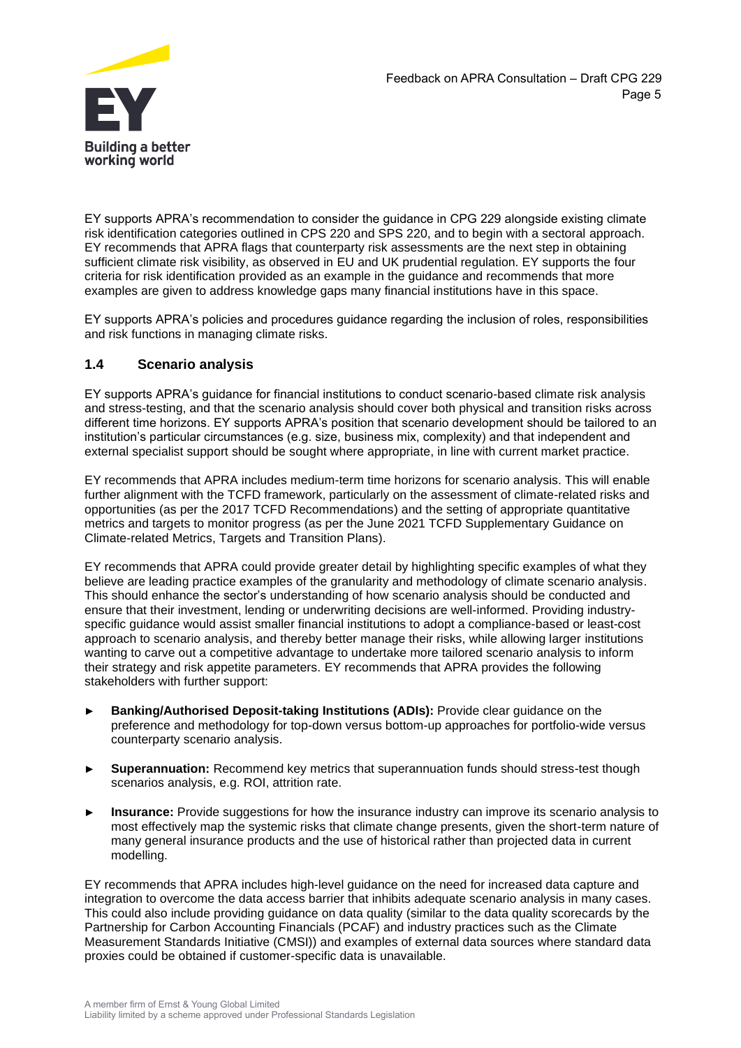EY supports APRA's recommendation to consider the guidance in CPG 229 alongside existing climate risk identification categories outlined in CPS 220 and SPS 220, and to begin with a sectoral approach. EY recommends that APRA flags that counterparty risk assessments are the next step in obtaining sufficient climate risk visibility, as observed in EU and UK prudential regulation. EY supports the four criteria for risk identification provided as an example in the guidance and recommends that more examples are given to address knowledge gaps many financial institutions have in this space.

EY supports APRA's policies and procedures guidance regarding the inclusion of roles, responsibilities and risk functions in managing climate risks.

### 1.4 Scenario analysis

EY supports APRA's guidance for financial institutions to conduct scenario-based climate risk analysis and stress-testing, and that the scenario analysis should cover both physical and transition risks across different time horizons. EY supports APRA's position that scenario development should be tailored to an institution's particular circumstances (e.g. size, business mix, complexity) and that independent and external specialist support should be sought where appropriate, in line with current market practice.

EY recommends that APRA includes medium-term time horizons for scenario analysis. This will enable further alignment with the TCFD framework, particularly on the assessment of climate-related risks and opportunities (as per the 2017 TCFD Recommendations) and the setting of appropriate quantitative metrics and targets to monitor progress (as per the June 2021 TCFD Supplementary Guidance on Climate-related Metrics, Targets and Transition Plans).

EY recommends that APRA could provide greater detail by highlighting specific examples of what they believe are leading practice examples of the granularity and methodology of climate scenario analysis. This should enhance the sector's understanding of how scenario analysis should be conducted and ensure that their investment, lending or underwriting decisions are well-informed. Providing industry-specific guidance would assist smaller financial institutions to adopt a compliance-based or least-cost approach to scenario analysis, and thereby better manage their risks, while allowing larger institutions wanting to carve out a competitive advantage to undertake more tailored scenario analysis to inform their strategy and risk appetite parameters. EY recommends that APRA provides the following stakeholders with further support:

- **Banking/Authorised Deposit-taking Institutions (ADIs):** Provide clear guidance on the preference and methodology for top-down versus bottom-up approaches for portfolio-wide versus counterparty scenario analysis.
- **Superannuation:** Recommend key metrics that superannuation funds should stress-test though scenarios analysis, e.g. ROI, attrition rate.
- **Insurance:** Provide suggestions for how the insurance industry can improve its scenario analysis to most effectively map the systemic risks that climate change presents, given the short-term nature of many general insurance products and the use of historical rather than projected data in current modelling.

EY recommends that APRA includes high-level guidance on the need for increased data capture and integration to overcome the data access barrier that inhibits adequate scenario analysis in many cases. This could also include providing guidance on data quality (similar to the data quality scorecards by the Partnership for Carbon Accounting Financials (PCAF) and industry practices such as the Climate Measurement Standards Initiative (CMSI)) and examples of external data sources where standard data proxies could be obtained if customer-specific data is unavailable.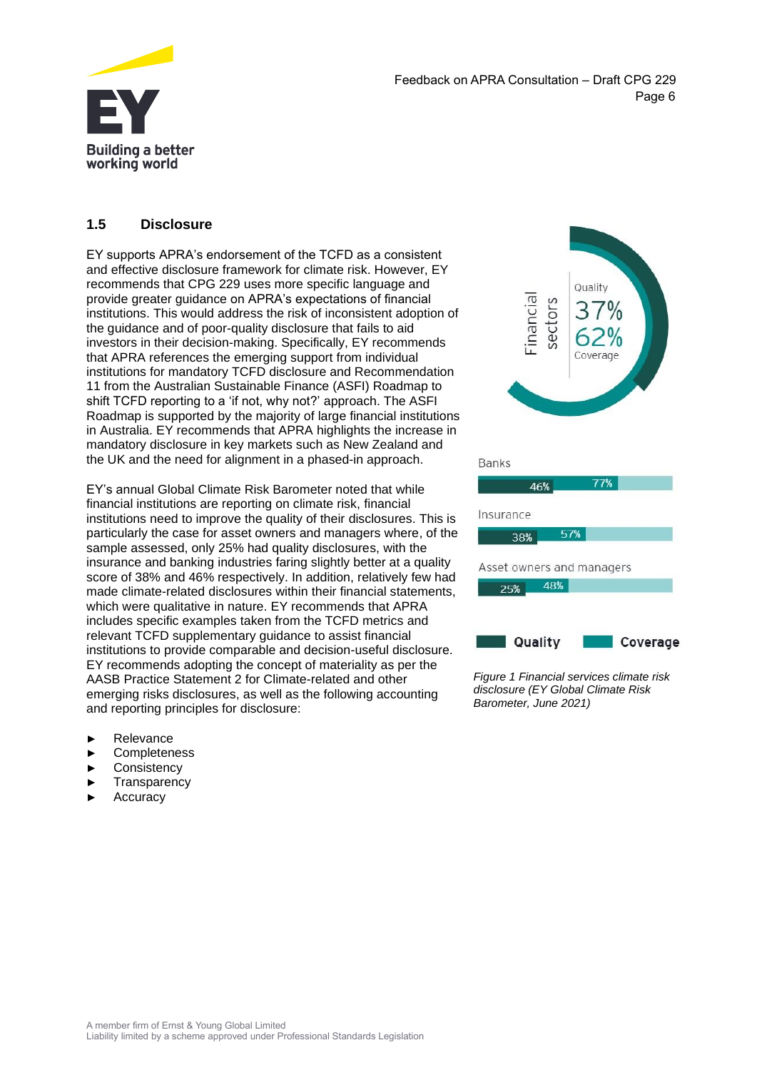## 1.5 Disclosure

EY supports APRA's endorsement of the TCFD as a consistent and effective disclosure framework for climate risk. However, EY recommends that CPG 229 uses more specific language and provide greater guidance on APRA's expectations of financial institutions. This would address the risk of inconsistent adoption of the guidance and of poor-quality disclosure that fails to aid investors in their decision-making. Specifically, EY recommends that APRA references the emerging support from individual institutions for mandatory TCFD disclosure and Recommendation 11 from the Australian Sustainable Finance (ASFI) Roadmap to shift TCFD reporting to a 'if not, why not?' approach. The ASFI Roadmap is supported by the majority of large financial institutions in Australia. EY recommends that APRA highlights the increase in mandatory disclosure in key markets such as New Zealand and the UK and the need for alignment in a phased-in approach.

EY's annual Global Climate Risk Barometer noted that while financial institutions are reporting on climate risk, financial institutions need to improve the quality of their disclosures. This is particularly the case for asset owners and managers where, of the sample assessed, only 25% had quality disclosures, with the insurance and banking industries faring slightly better at a quality score of 38% and 46% respectively. In addition, relatively few had made climate-related disclosures within their financial statements, which were qualitative in nature. EY recommends that APRA includes specific examples taken from the TCFD metrics and relevant TCFD supplementary guidance to assist financial institutions to provide comparable and decision-useful disclosure. EY recommends adopting the concept of materiality as per the AASB Practice Statement 2 for Climate-related and other emerging risks disclosures, as well as the following accounting and reporting principles for disclosure:

- Relevance
- Completeness
- Consistency
- Transparency
- Accuracy

| | Quality | Coverage |
|---|---|---|
| Financial sectors | 37% | 62% |
| Banks | 46% | 77% |
| Insurance | 38% | 57% |
| Asset owners and managers | 25% | 48% |

*Figure 1 Financial services climate risk disclosure (EY Global Climate Risk Barometer, June 2021)*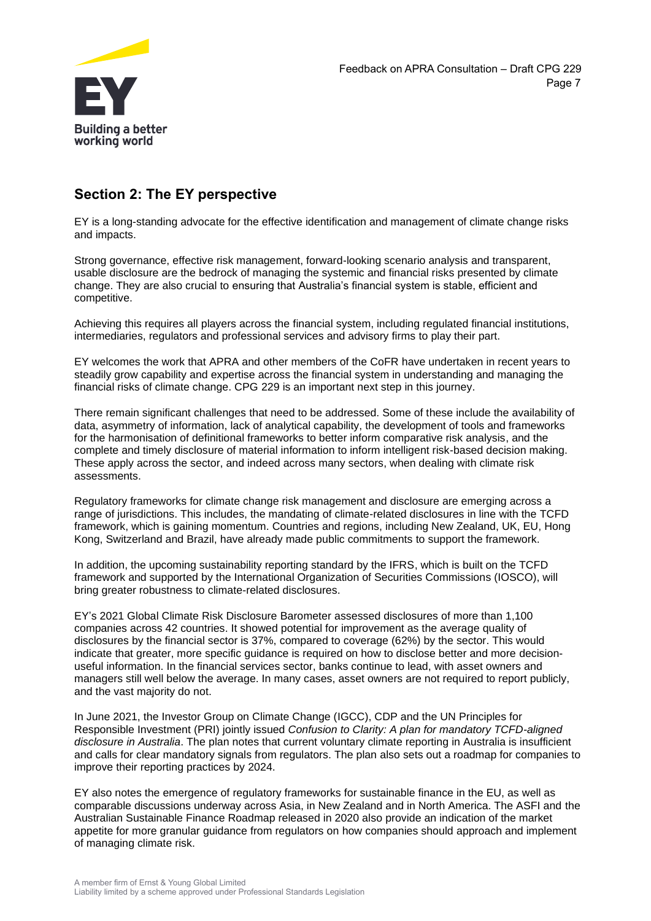## Section 2: The EY perspective

EY is a long-standing advocate for the effective identification and management of climate change risks and impacts.

Strong governance, effective risk management, forward-looking scenario analysis and transparent, usable disclosure are the bedrock of managing the systemic and financial risks presented by climate change. They are also crucial to ensuring that Australia's financial system is stable, efficient and competitive.

Achieving this requires all players across the financial system, including regulated financial institutions, intermediaries, regulators and professional services and advisory firms to play their part.

EY welcomes the work that APRA and other members of the CoFR have undertaken in recent years to steadily grow capability and expertise across the financial system in understanding and managing the financial risks of climate change. CPG 229 is an important next step in this journey.

There remain significant challenges that need to be addressed. Some of these include the availability of data, asymmetry of information, lack of analytical capability, the development of tools and frameworks for the harmonisation of definitional frameworks to better inform comparative risk analysis, and the complete and timely disclosure of material information to inform intelligent risk-based decision making. These apply across the sector, and indeed across many sectors, when dealing with climate risk assessments.

Regulatory frameworks for climate change risk management and disclosure are emerging across a range of jurisdictions. This includes, the mandating of climate-related disclosures in line with the TCFD framework, which is gaining momentum. Countries and regions, including New Zealand, UK, EU, Hong Kong, Switzerland and Brazil, have already made public commitments to support the framework.

In addition, the upcoming sustainability reporting standard by the IFRS, which is built on the TCFD framework and supported by the International Organization of Securities Commissions (IOSCO), will bring greater robustness to climate-related disclosures.

EY's 2021 Global Climate Risk Disclosure Barometer assessed disclosures of more than 1,100 companies across 42 countries. It showed potential for improvement as the average quality of disclosures by the financial sector is 37%, compared to coverage (62%) by the sector. This would indicate that greater, more specific guidance is required on how to disclose better and more decision-useful information. In the financial services sector, banks continue to lead, with asset owners and managers still well below the average. In many cases, asset owners are not required to report publicly, and the vast majority do not.

In June 2021, the Investor Group on Climate Change (IGCC), CDP and the UN Principles for Responsible Investment (PRI) jointly issued *Confusion to Clarity: A plan for mandatory TCFD-aligned disclosure in Australia*. The plan notes that current voluntary climate reporting in Australia is insufficient and calls for clear mandatory signals from regulators. The plan also sets out a roadmap for companies to improve their reporting practices by 2024.

EY also notes the emergence of regulatory frameworks for sustainable finance in the EU, as well as comparable discussions underway across Asia, in New Zealand and in North America. The ASFI and the Australian Sustainable Finance Roadmap released in 2020 also provide an indication of the market appetite for more granular guidance from regulators on how companies should approach and implement of managing climate risk.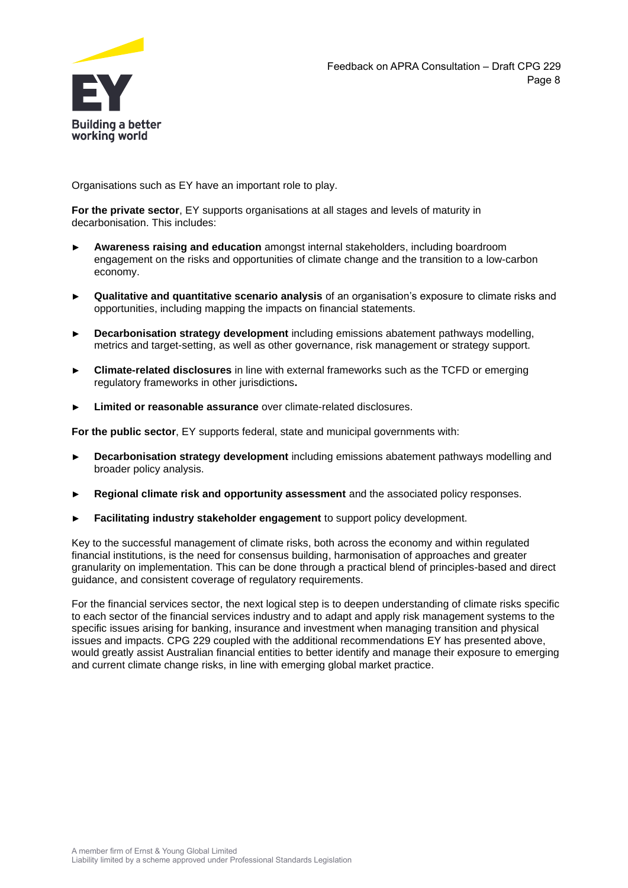Organisations such as EY have an important role to play.

**For the private sector**, EY supports organisations at all stages and levels of maturity in decarbonisation. This includes:

- **Awareness raising and education** amongst internal stakeholders, including boardroom engagement on the risks and opportunities of climate change and the transition to a low-carbon economy.
- **Qualitative and quantitative scenario analysis** of an organisation's exposure to climate risks and opportunities, including mapping the impacts on financial statements.
- **Decarbonisation strategy development** including emissions abatement pathways modelling, metrics and target-setting, as well as other governance, risk management or strategy support.
- **Climate-related disclosures** in line with external frameworks such as the TCFD or emerging regulatory frameworks in other jurisdictions**.**
- **Limited or reasonable assurance** over climate-related disclosures.

**For the public sector**, EY supports federal, state and municipal governments with:

- **Decarbonisation strategy development** including emissions abatement pathways modelling and broader policy analysis.
- **Regional climate risk and opportunity assessment** and the associated policy responses.
- **Facilitating industry stakeholder engagement** to support policy development.

Key to the successful management of climate risks, both across the economy and within regulated financial institutions, is the need for consensus building, harmonisation of approaches and greater granularity on implementation. This can be done through a practical blend of principles-based and direct guidance, and consistent coverage of regulatory requirements.

For the financial services sector, the next logical step is to deepen understanding of climate risks specific to each sector of the financial services industry and to adapt and apply risk management systems to the specific issues arising for banking, insurance and investment when managing transition and physical issues and impacts. CPG 229 coupled with the additional recommendations EY has presented above, would greatly assist Australian financial entities to better identify and manage their exposure to emerging and current climate change risks, in line with emerging global market practice.